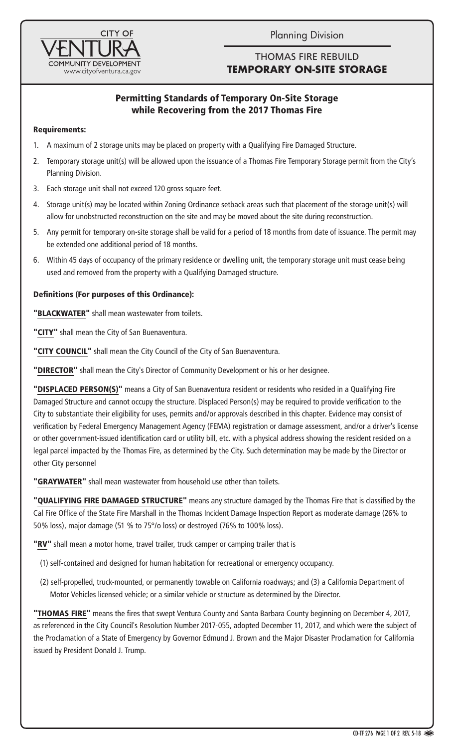CITY OF VENTURA
COMMUNITY DEVELOPMENT
www.cityofventura.ca.gov

Planning Division

THOMAS FIRE REBUILD
**TEMPORARY ON-SITE STORAGE**

## Permitting Standards of Temporary On-Site Storage while Recovering from the 2017 Thomas Fire

### Requirements:

1. A maximum of 2 storage units may be placed on property with a Qualifying Fire Damaged Structure.
2. Temporary storage unit(s) will be allowed upon the issuance of a Thomas Fire Temporary Storage permit from the City's Planning Division.
3. Each storage unit shall not exceed 120 gross square feet.
4. Storage unit(s) may be located within Zoning Ordinance setback areas such that placement of the storage unit(s) will allow for unobstructed reconstruction on the site and may be moved about the site during reconstruction.
5. Any permit for temporary on-site storage shall be valid for a period of 18 months from date of issuance. The permit may be extended one additional period of 18 months.
6. Within 45 days of occupancy of the primary residence or dwelling unit, the temporary storage unit must cease being used and removed from the property with a Qualifying Damaged structure.

### Definitions (For purposes of this Ordinance):

**"BLACKWATER"** shall mean wastewater from toilets.

**"CITY"** shall mean the City of San Buenaventura.

**"CITY COUNCIL"** shall mean the City Council of the City of San Buenaventura.

**"DIRECTOR"** shall mean the City's Director of Community Development or his or her designee.

**"DISPLACED PERSON(S)"** means a City of San Buenaventura resident or residents who resided in a Qualifying Fire Damaged Structure and cannot occupy the structure. Displaced Person(s) may be required to provide verification to the City to substantiate their eligibility for uses, permits and/or approvals described in this chapter. Evidence may consist of verification by Federal Emergency Management Agency (FEMA) registration or damage assessment, and/or a driver's license or other government-issued identification card or utility bill, etc. with a physical address showing the resident resided on a legal parcel impacted by the Thomas Fire, as determined by the City. Such determination may be made by the Director or other City personnel

**"GRAYWATER"** shall mean wastewater from household use other than toilets.

**"QUALIFYING FIRE DAMAGED STRUCTURE"** means any structure damaged by the Thomas Fire that is classified by the Cal Fire Office of the State Fire Marshall in the Thomas Incident Damage Inspection Report as moderate damage (26% to 50% loss), major damage (51 % to 75°/o loss) or destroyed (76% to 100% loss).

**"RV"** shall mean a motor home, travel trailer, truck camper or camping trailer that is

(1) self-contained and designed for human habitation for recreational or emergency occupancy.

(2) self-propelled, truck-mounted, or permanently towable on California roadways; and (3) a California Department of Motor Vehicles licensed vehicle; or a similar vehicle or structure as determined by the Director.

**"THOMAS FIRE"** means the fires that swept Ventura County and Santa Barbara County beginning on December 4, 2017, as referenced in the City Council's Resolution Number 2017-055, adopted December 11, 2017, and which were the subject of the Proclamation of a State of Emergency by Governor Edmund J. Brown and the Major Disaster Proclamation for California issued by President Donald J. Trump.

CD-TF 276 PAGE 1 OF 2 REV. 5-18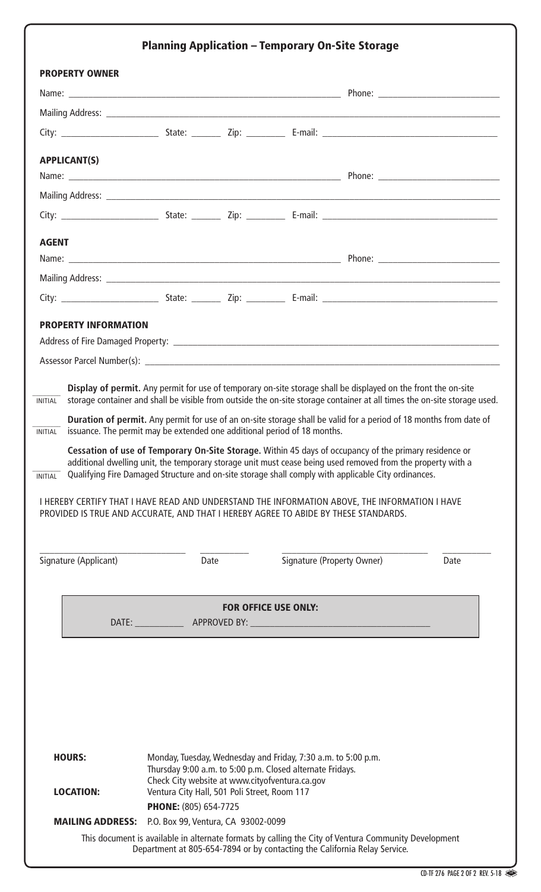# Planning Application – Temporary On-Site Storage

## PROPERTY OWNER

Name: ______________________________ Phone: ______________________

Mailing Address: ______________________________________________

City: ________________ State: ______ Zip: ________ E-mail: ______________________

## APPLICANT(S)

Name: ______________________________ Phone: ______________________

Mailing Address: ______________________________________________

City: ________________ State: ______ Zip: ________ E-mail: ______________________

## AGENT

Name: ______________________________ Phone: ______________________

Mailing Address: ______________________________________________

City: ________________ State: ______ Zip: ________ E-mail: ______________________

## PROPERTY INFORMATION

Address of Fire Damaged Property: ______________________________________________

Assessor Parcel Number(s): ______________________________________________

_______ INITIAL **Display of permit.** Any permit for use of temporary on-site storage shall be displayed on the front the on-site storage container and shall be visible from outside the on-site storage container at all times the on-site storage used.

_______ INITIAL **Duration of permit.** Any permit for use of an on-site storage shall be valid for a period of 18 months from date of issuance. The permit may be extended one additional period of 18 months.

_______ INITIAL **Cessation of use of Temporary On-Site Storage.** Within 45 days of occupancy of the primary residence or additional dwelling unit, the temporary storage unit must cease being used removed from the property with a Qualifying Fire Damaged Structure and on-site storage shall comply with applicable City ordinances.

I HEREBY CERTIFY THAT I HAVE READ AND UNDERSTAND THE INFORMATION ABOVE, THE INFORMATION I HAVE PROVIDED IS TRUE AND ACCURATE, AND THAT I HEREBY AGREE TO ABIDE BY THESE STANDARDS.

______________________ Signature (Applicant) ________ Date ______________________ Signature (Property Owner) ________ Date

**FOR OFFICE USE ONLY:**

DATE: __________ APPROVED BY: ______________________________

**HOURS:** Monday, Tuesday, Wednesday and Friday, 7:30 a.m. to 5:00 p.m. Thursday 9:00 a.m. to 5:00 p.m. Closed alternate Fridays. Check City website at www.cityofventura.ca.gov

**LOCATION:** Ventura City Hall, 501 Poli Street, Room 117

**PHONE:** (805) 654-7725

**MAILING ADDRESS:** P.O. Box 99, Ventura, CA 93002-0099

This document is available in alternate formats by calling the City of Ventura Community Development Department at 805-654-7894 or by contacting the California Relay Service.

CD-TF 276 PAGE 2 OF 2 REV. 5-18